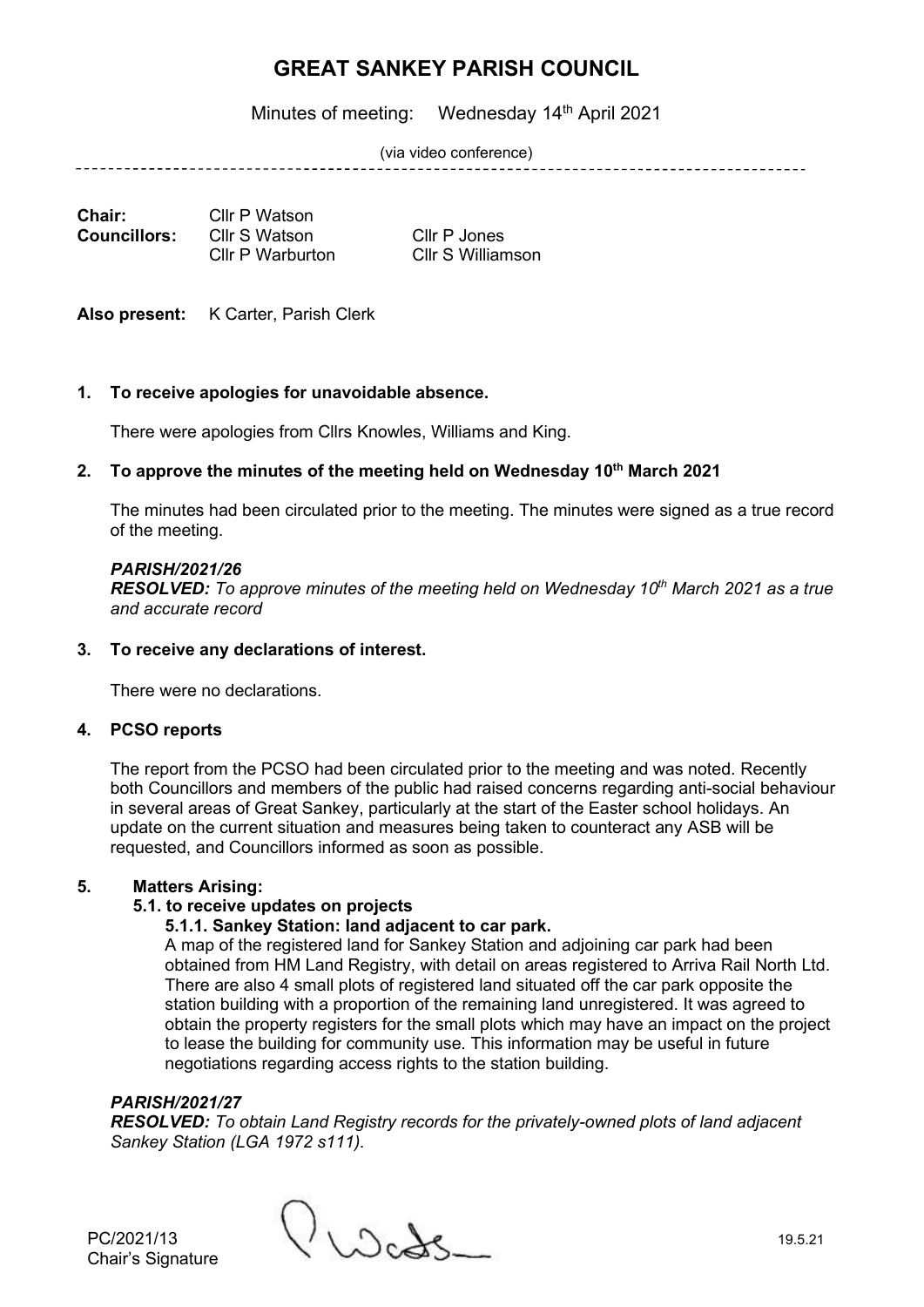# GREAT SANKEY PARISH COUNCIL

Minutes of meeting: Wednesday 14th April 2021

(via video conference)

| | | |
|---|---|---|
| **Chair:** | Cllr P Watson | |
| **Councillors:** | Cllr S Watson | Cllr P Jones |
| | Cllr P Warburton | Cllr S Williamson |

**Also present:** K Carter, Parish Clerk

**1. To receive apologies for unavoidable absence.**

There were apologies from Cllrs Knowles, Williams and King.

**2. To approve the minutes of the meeting held on Wednesday 10th March 2021**

The minutes had been circulated prior to the meeting. The minutes were signed as a true record of the meeting.

***PARISH/2021/26***
***RESOLVED:*** *To approve minutes of the meeting held on Wednesday 10th March 2021 as a true and accurate record*

**3. To receive any declarations of interest.**

There were no declarations.

**4. PCSO reports**

The report from the PCSO had been circulated prior to the meeting and was noted. Recently both Councillors and members of the public had raised concerns regarding anti-social behaviour in several areas of Great Sankey, particularly at the start of the Easter school holidays. An update on the current situation and measures being taken to counteract any ASB will be requested, and Councillors informed as soon as possible.

**5. Matters Arising:**

**5.1. to receive updates on projects**

**5.1.1. Sankey Station: land adjacent to car park.**

A map of the registered land for Sankey Station and adjoining car park had been obtained from HM Land Registry, with detail on areas registered to Arriva Rail North Ltd. There are also 4 small plots of registered land situated off the car park opposite the station building with a proportion of the remaining land unregistered. It was agreed to obtain the property registers for the small plots which may have an impact on the project to lease the building for community use. This information may be useful in future negotiations regarding access rights to the station building.

***PARISH/2021/27***
***RESOLVED:*** *To obtain Land Registry records for the privately-owned plots of land adjacent Sankey Station (LGA 1972 s111).*

PC/2021/13
Chair's Signature 19.5.21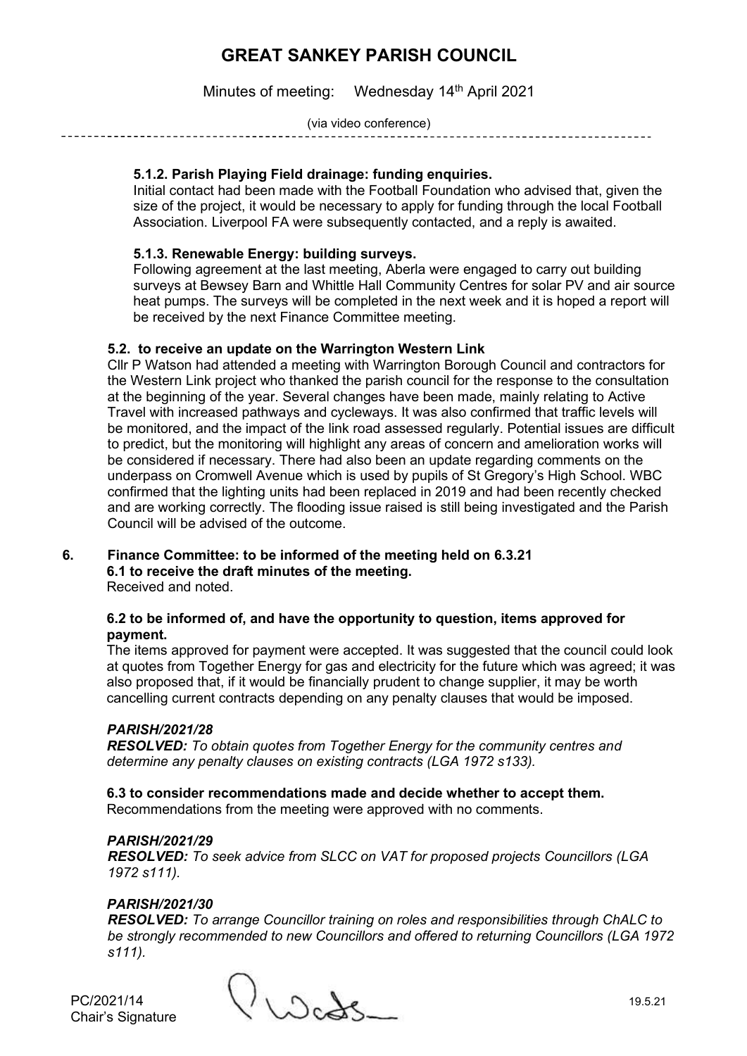**5.1.2. Parish Playing Field drainage: funding enquiries.**

Initial contact had been made with the Football Foundation who advised that, given the size of the project, it would be necessary to apply for funding through the local Football Association. Liverpool FA were subsequently contacted, and a reply is awaited.

**5.1.3. Renewable Energy: building surveys.**

Following agreement at the last meeting, Aberla were engaged to carry out building surveys at Bewsey Barn and Whittle Hall Community Centres for solar PV and air source heat pumps. The surveys will be completed in the next week and it is hoped a report will be received by the next Finance Committee meeting.

**5.2. to receive an update on the Warrington Western Link**

Cllr P Watson had attended a meeting with Warrington Borough Council and contractors for the Western Link project who thanked the parish council for the response to the consultation at the beginning of the year. Several changes have been made, mainly relating to Active Travel with increased pathways and cycleways. It was also confirmed that traffic levels will be monitored, and the impact of the link road assessed regularly. Potential issues are difficult to predict, but the monitoring will highlight any areas of concern and amelioration works will be considered if necessary. There had also been an update regarding comments on the underpass on Cromwell Avenue which is used by pupils of St Gregory's High School. WBC confirmed that the lighting units had been replaced in 2019 and had been recently checked and are working correctly. The flooding issue raised is still being investigated and the Parish Council will be advised of the outcome.

**6. Finance Committee: to be informed of the meeting held on 6.3.21**

**6.1 to receive the draft minutes of the meeting.**

Received and noted.

**6.2 to be informed of, and have the opportunity to question, items approved for payment.**

The items approved for payment were accepted. It was suggested that the council could look at quotes from Together Energy for gas and electricity for the future which was agreed; it was also proposed that, if it would be financially prudent to change supplier, it may be worth cancelling current contracts depending on any penalty clauses that would be imposed.

***PARISH/2021/28***

***RESOLVED:*** *To obtain quotes from Together Energy for the community centres and determine any penalty clauses on existing contracts (LGA 1972 s133).*

**6.3 to consider recommendations made and decide whether to accept them.**

Recommendations from the meeting were approved with no comments.

***PARISH/2021/29***

***RESOLVED:*** *To seek advice from SLCC on VAT for proposed projects Councillors (LGA 1972 s111).*

***PARISH/2021/30***

***RESOLVED:*** *To arrange Councillor training on roles and responsibilities through ChALC to be strongly recommended to new Councillors and offered to returning Councillors (LGA 1972 s111).*

PC/2021/14
Chair's Signature 19.5.21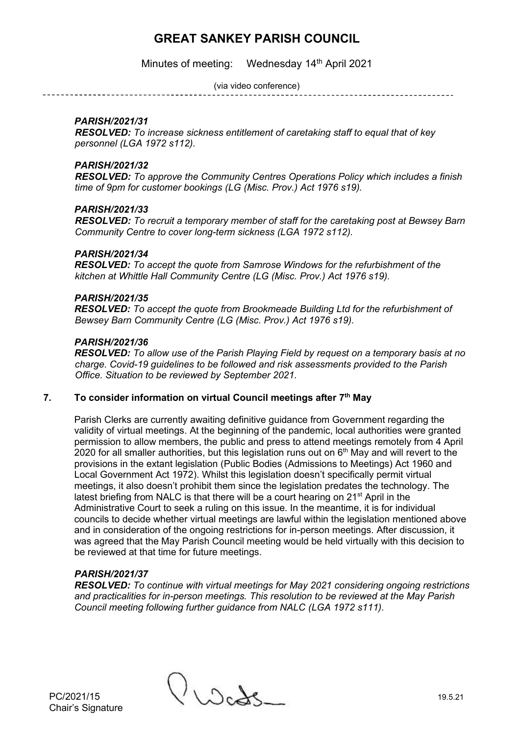# GREAT SANKEY PARISH COUNCIL

Minutes of meeting: Wednesday 14th April 2021

(via video conference)

***PARISH/2021/31***
***RESOLVED:*** *To increase sickness entitlement of caretaking staff to equal that of key personnel (LGA 1972 s112).*

***PARISH/2021/32***
***RESOLVED:*** *To approve the Community Centres Operations Policy which includes a finish time of 9pm for customer bookings (LG (Misc. Prov.) Act 1976 s19).*

***PARISH/2021/33***
***RESOLVED:*** *To recruit a temporary member of staff for the caretaking post at Bewsey Barn Community Centre to cover long-term sickness (LGA 1972 s112).*

***PARISH/2021/34***
***RESOLVED:*** *To accept the quote from Samrose Windows for the refurbishment of the kitchen at Whittle Hall Community Centre (LG (Misc. Prov.) Act 1976 s19).*

***PARISH/2021/35***
***RESOLVED:*** *To accept the quote from Brookmeade Building Ltd for the refurbishment of Bewsey Barn Community Centre (LG (Misc. Prov.) Act 1976 s19).*

***PARISH/2021/36***
***RESOLVED:*** *To allow use of the Parish Playing Field by request on a temporary basis at no charge. Covid-19 guidelines to be followed and risk assessments provided to the Parish Office. Situation to be reviewed by September 2021.*

## 7. To consider information on virtual Council meetings after 7th May

Parish Clerks are currently awaiting definitive guidance from Government regarding the validity of virtual meetings. At the beginning of the pandemic, local authorities were granted permission to allow members, the public and press to attend meetings remotely from 4 April 2020 for all smaller authorities, but this legislation runs out on 6th May and will revert to the provisions in the extant legislation (Public Bodies (Admissions to Meetings) Act 1960 and Local Government Act 1972). Whilst this legislation doesn't specifically permit virtual meetings, it also doesn't prohibit them since the legislation predates the technology. The latest briefing from NALC is that there will be a court hearing on 21st April in the Administrative Court to seek a ruling on this issue. In the meantime, it is for individual councils to decide whether virtual meetings are lawful within the legislation mentioned above and in consideration of the ongoing restrictions for in-person meetings. After discussion, it was agreed that the May Parish Council meeting would be held virtually with this decision to be reviewed at that time for future meetings.

***PARISH/2021/37***
***RESOLVED:*** *To continue with virtual meetings for May 2021 considering ongoing restrictions and practicalities for in-person meetings. This resolution to be reviewed at the May Parish Council meeting following further guidance from NALC (LGA 1972 s111).*

PC/2021/15
Chair's Signature

19.5.21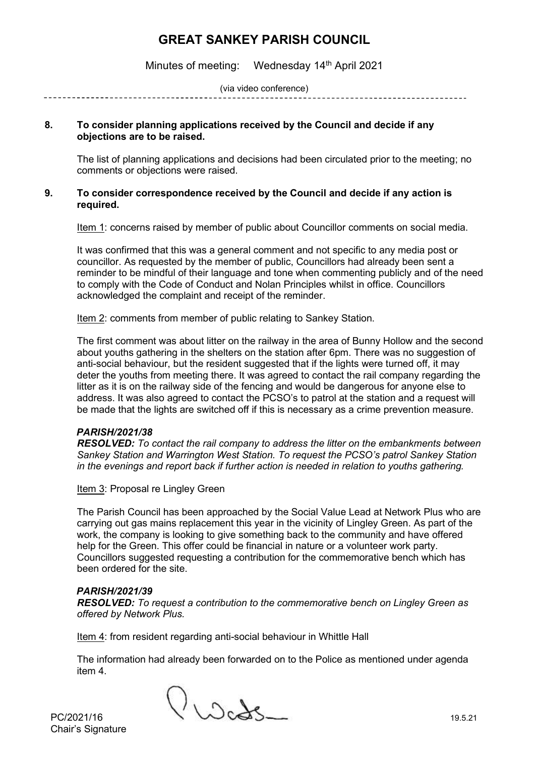# GREAT SANKEY PARISH COUNCIL

Minutes of meeting: Wednesday 14th April 2021

(via video conference)

**8. To consider planning applications received by the Council and decide if any objections are to be raised.**

The list of planning applications and decisions had been circulated prior to the meeting; no comments or objections were raised.

**9. To consider correspondence received by the Council and decide if any action is required.**

Item 1: concerns raised by member of public about Councillor comments on social media.

It was confirmed that this was a general comment and not specific to any media post or councillor. As requested by the member of public, Councillors had already been sent a reminder to be mindful of their language and tone when commenting publicly and of the need to comply with the Code of Conduct and Nolan Principles whilst in office. Councillors acknowledged the complaint and receipt of the reminder.

Item 2: comments from member of public relating to Sankey Station.

The first comment was about litter on the railway in the area of Bunny Hollow and the second about youths gathering in the shelters on the station after 6pm. There was no suggestion of anti-social behaviour, but the resident suggested that if the lights were turned off, it may deter the youths from meeting there. It was agreed to contact the rail company regarding the litter as it is on the railway side of the fencing and would be dangerous for anyone else to address. It was also agreed to contact the PCSO's to patrol at the station and a request will be made that the lights are switched off if this is necessary as a crime prevention measure.

***PARISH/2021/38***
***RESOLVED:*** *To contact the rail company to address the litter on the embankments between Sankey Station and Warrington West Station. To request the PCSO's patrol Sankey Station in the evenings and report back if further action is needed in relation to youths gathering.*

Item 3: Proposal re Lingley Green

The Parish Council has been approached by the Social Value Lead at Network Plus who are carrying out gas mains replacement this year in the vicinity of Lingley Green. As part of the work, the company is looking to give something back to the community and have offered help for the Green. This offer could be financial in nature or a volunteer work party. Councillors suggested requesting a contribution for the commemorative bench which has been ordered for the site.

***PARISH/2021/39***
***RESOLVED:*** *To request a contribution to the commemorative bench on Lingley Green as offered by Network Plus.*

Item 4: from resident regarding anti-social behaviour in Whittle Hall

The information had already been forwarded on to the Police as mentioned under agenda item 4.

PC/2021/16
Chair's Signature

19.5.21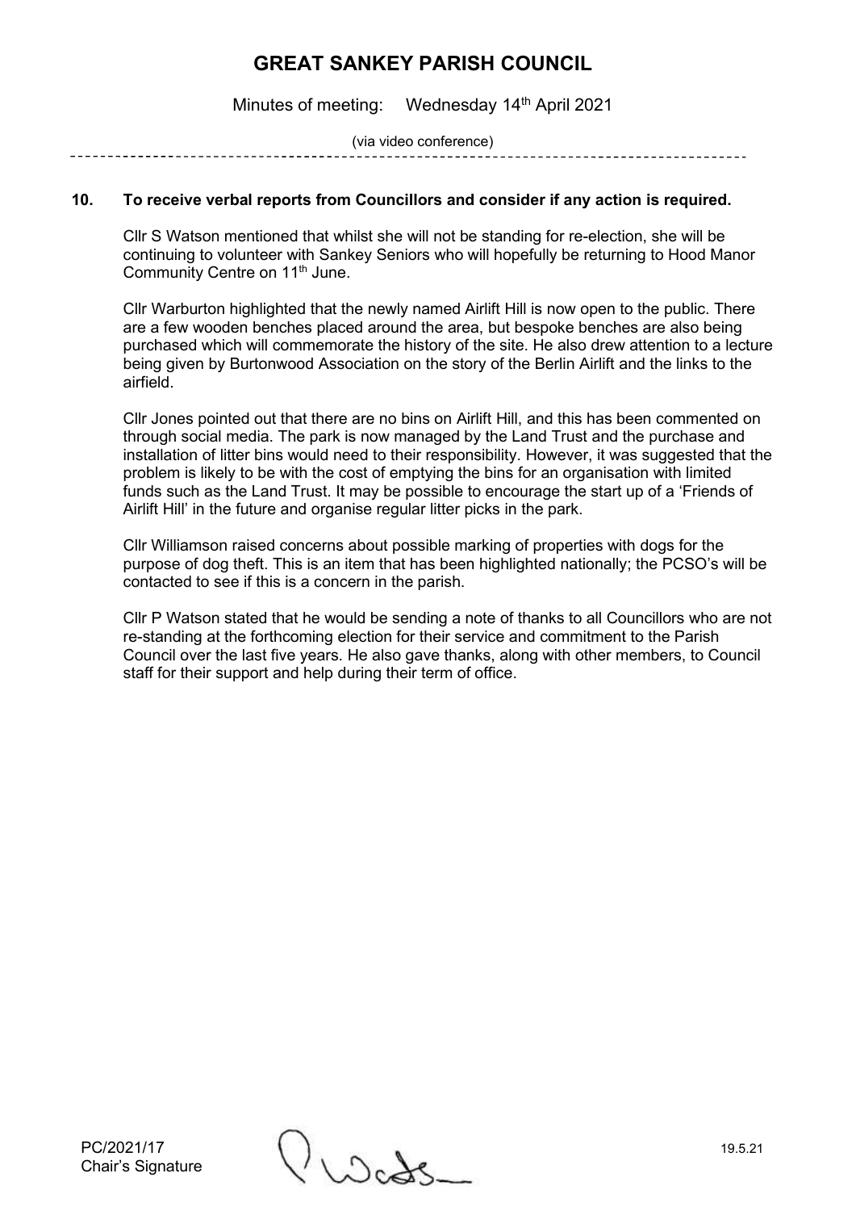# GREAT SANKEY PARISH COUNCIL

Minutes of meeting: Wednesday 14th April 2021

(via video conference)

**10. To receive verbal reports from Councillors and consider if any action is required.**

Cllr S Watson mentioned that whilst she will not be standing for re-election, she will be continuing to volunteer with Sankey Seniors who will hopefully be returning to Hood Manor Community Centre on 11th June.

Cllr Warburton highlighted that the newly named Airlift Hill is now open to the public. There are a few wooden benches placed around the area, but bespoke benches are also being purchased which will commemorate the history of the site. He also drew attention to a lecture being given by Burtonwood Association on the story of the Berlin Airlift and the links to the airfield.

Cllr Jones pointed out that there are no bins on Airlift Hill, and this has been commented on through social media. The park is now managed by the Land Trust and the purchase and installation of litter bins would need to their responsibility. However, it was suggested that the problem is likely to be with the cost of emptying the bins for an organisation with limited funds such as the Land Trust. It may be possible to encourage the start up of a 'Friends of Airlift Hill' in the future and organise regular litter picks in the park.

Cllr Williamson raised concerns about possible marking of properties with dogs for the purpose of dog theft. This is an item that has been highlighted nationally; the PCSO's will be contacted to see if this is a concern in the parish.

Cllr P Watson stated that he would be sending a note of thanks to all Councillors who are not re-standing at the forthcoming election for their service and commitment to the Parish Council over the last five years. He also gave thanks, along with other members, to Council staff for their support and help during their term of office.

PC/2021/17
Chair's Signature

19.5.21